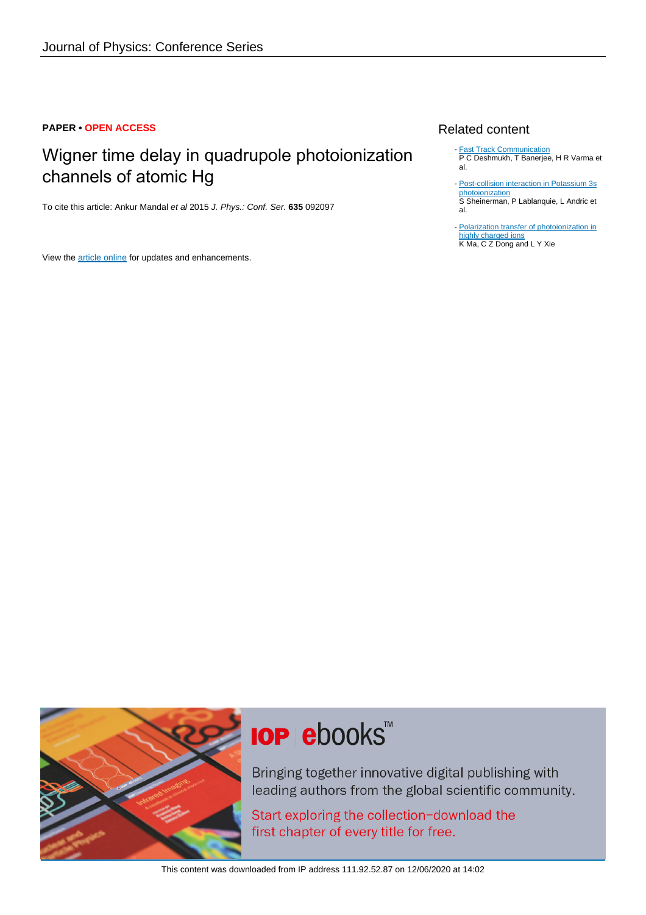**PAPER • OPEN ACCESS**

# Wigner time delay in quadrupole photoionization channels of atomic Hg

To cite this article: Ankur Mandal *et al* 2015 *J. Phys.: Conf. Ser.* **635** 092097

View the article online for updates and enhancements.

## Related content

- Fast Track Communication
  P C Deshmukh, T Banerjee, H R Varma et al.

- Post-collision interaction in Potassium 3s photoionization
  S Sheinerman, P Lablanquie, L Andric et al.

- Polarization transfer of photoionization in highly charged ions
  K Ma, C Z Dong and L Y Xie

IOP ebooks™

Bringing together innovative digital publishing with leading authors from the global scientific community.

Start exploring the collection–download the first chapter of every title for free.

This content was downloaded from IP address 111.92.52.87 on 12/06/2020 at 14:02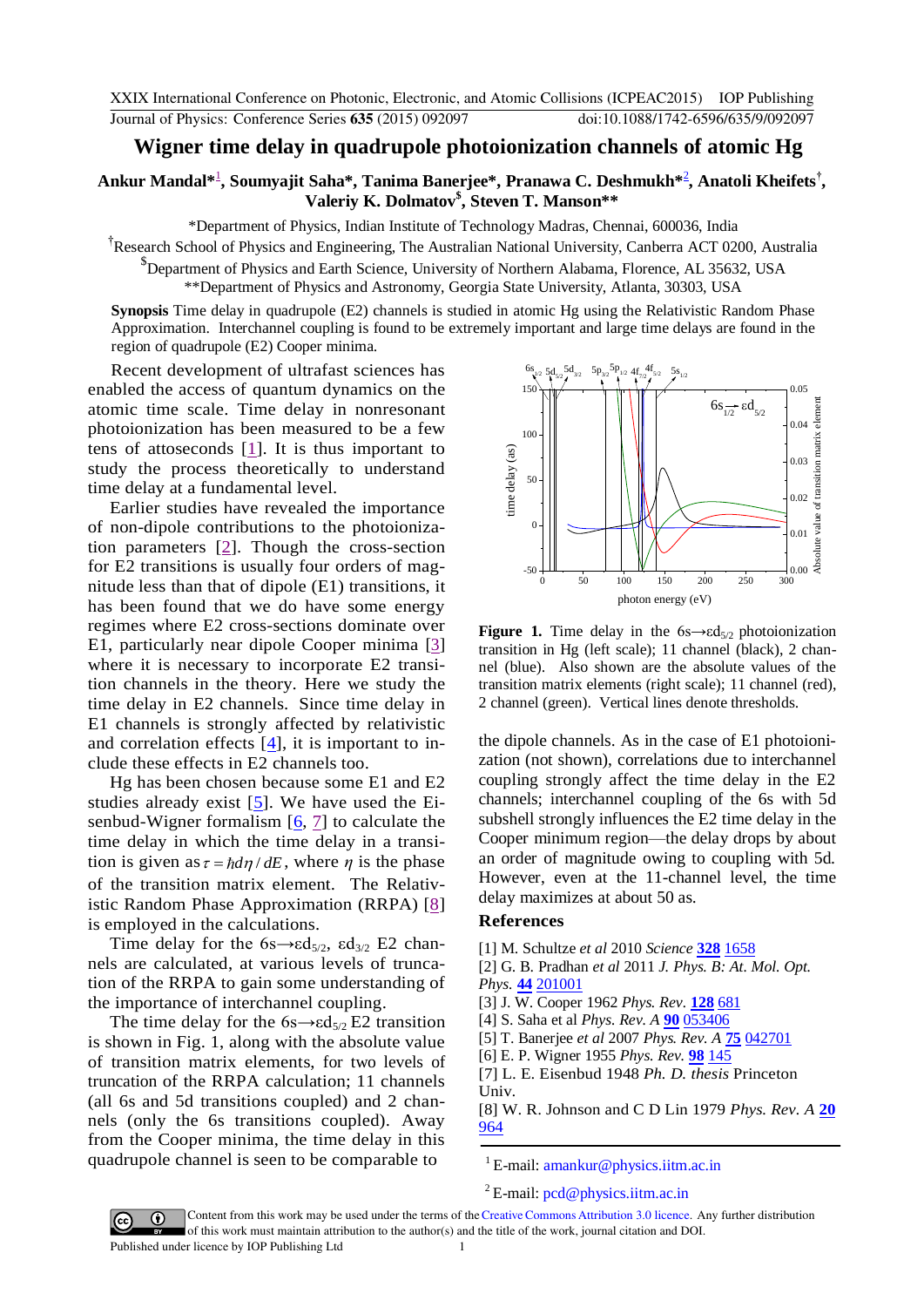# Wigner time delay in quadrupole photoionization channels of atomic Hg

**Ankur Mandal*[1], Soumyajit Saha*, Tanima Banerjee*, Pranawa C. Deshmukh*[2], Anatoli Kheifets†, Valeriy K. Dolmatov$, Steven T. Manson****

*Department of Physics, Indian Institute of Technology Madras, Chennai, 600036, India

†Research School of Physics and Engineering, The Australian National University, Canberra ACT 0200, Australia

$Department of Physics and Earth Science, University of Northern Alabama, Florence, AL 35632, USA

**Department of Physics and Astronomy, Georgia State University, Atlanta, 30303, USA

**Synopsis** Time delay in quadrupole (E2) channels is studied in atomic Hg using the Relativistic Random Phase Approximation. Interchannel coupling is found to be extremely important and large time delays are found in the region of quadrupole (E2) Cooper minima.

Recent development of ultrafast sciences has enabled the access of quantum dynamics on the atomic time scale. Time delay in nonresonant photoionization has been measured to be a few tens of attoseconds [1]. It is thus important to study the process theoretically to understand time delay at a fundamental level.

Earlier studies have revealed the importance of non-dipole contributions to the photoionization parameters [2]. Though the cross-section for E2 transitions is usually four orders of magnitude less than that of dipole (E1) transitions, it has been found that we do have some energy regimes where E2 cross-sections dominate over E1, particularly near dipole Cooper minima [3] where it is necessary to incorporate E2 transition channels in the theory. Here we study the time delay in E2 channels. Since time delay in E1 channels is strongly affected by relativistic and correlation effects [4], it is important to include these effects in E2 channels too.

Hg has been chosen because some E1 and E2 studies already exist [5]. We have used the Eisenbud-Wigner formalism [6, 7] to calculate the time delay in which the time delay in a transition is given as $\tau = \hbar d\eta / dE$, where $\eta$ is the phase of the transition matrix element. The Relativistic Random Phase Approximation (RRPA) [8] is employed in the calculations.

Time delay for the $6s \rightarrow \varepsilon d_{5/2}$, $\varepsilon d_{3/2}$ E2 channels are calculated, at various levels of truncation of the RRPA to gain some understanding of the importance of interchannel coupling.

The time delay for the $6s \rightarrow \varepsilon d_{5/2}$ E2 transition is shown in Fig. 1, along with the absolute value of transition matrix elements, for two levels of truncation of the RRPA calculation; 11 channels (all 6s and 5d transitions coupled) and 2 channels (only the 6s transitions coupled). Away from the Cooper minima, the time delay in this quadrupole channel is seen to be comparable to the dipole channels. As in the case of E1 photoionization (not shown), correlations due to interchannel coupling strongly affect the time delay in the E2 channels; interchannel coupling of the 6s with 5d subshell strongly influences the E2 time delay in the Cooper minimum region—the delay drops by about an order of magnitude owing to coupling with 5d. However, even at the 11-channel level, the time delay maximizes at about 50 as.

$6s_{1/2}$ $5d_{5/2}$ $5d_{3/2}$ $5p_{3/2}$ $5p_{1/2}$ $4f_{7/2}$ $4f_{5/2}$ $5s_{1/2}$

$6s_{1/2} \rightarrow \varepsilon d_{5/2}$

time delay (as)

Absolute value of transition matrix element

photon energy (eV)

**Figure 1.** Time delay in the $6s \rightarrow \varepsilon d_{5/2}$ photoionization transition in Hg (left scale); 11 channel (black), 2 channel (blue). Also shown are the absolute values of the transition matrix elements (right scale); 11 channel (red), 2 channel (green). Vertical lines denote thresholds.

## References

[1] M. Schultze *et al* 2010 *Science* **328** 1658

[2] G. B. Pradhan *et al* 2011 *J. Phys. B: At. Mol. Opt. Phys.* **44** 201001

[3] J. W. Cooper 1962 *Phys. Rev.* **128** 681

[4] S. Saha et al *Phys. Rev. A* **90** 053406

[5] T. Banerjee *et al* 2007 *Phys. Rev. A* **75** 042701

[6] E. P. Wigner 1955 *Phys. Rev.* **98** 145

[7] L. E. Eisenbud 1948 *Ph. D. thesis* Princeton Univ.

[8] W. R. Johnson and C D Lin 1979 *Phys. Rev. A* **20** 964

[1] E-mail: amankur@physics.iitm.ac.in

[2] E-mail: pcd@physics.iitm.ac.in

Content from this work may be used under the terms of the Creative Commons Attribution 3.0 licence. Any further distribution of this work must maintain attribution to the author(s) and the title of the work, journal citation and DOI.
Published under licence by IOP Publishing Ltd